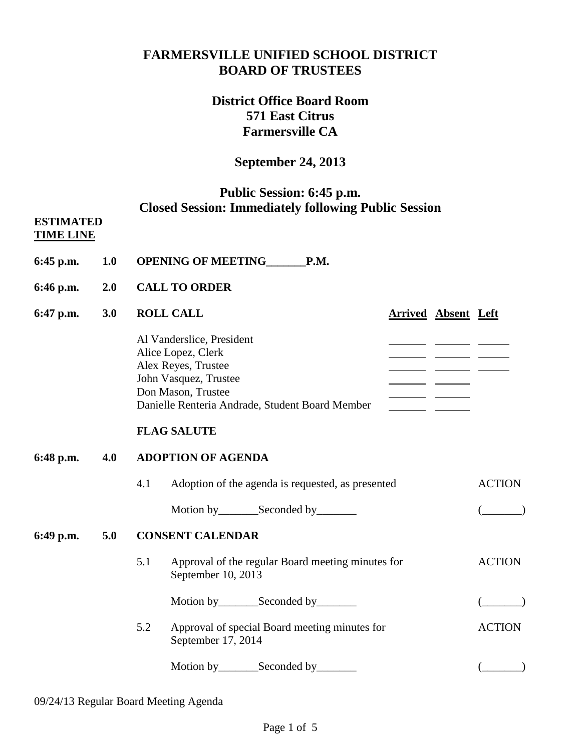# FARMERSVILLE UNIFIED SCHOOL DISTRICT
# BOARD OF TRUSTEES

## District Office Board Room
## 571 East Citrus
## Farmersville CA

## September 24, 2013

## Public Session: 6:45 p.m.
## Closed Session: Immediately following Public Session

**ESTIMATED**
**TIME LINE**

**6:45 p.m.** **1.0** **OPENING OF MEETING_______P.M.**

**6:46 p.m.** **2.0** **CALL TO ORDER**

**6:47 p.m.** **3.0** **ROLL CALL**

| | Arrived | Absent | Left |
|---|---|---|---|
| Al Vanderslice, President | _______ | _______ | ______ |
| Alice Lopez, Clerk | _______ | _______ | ______ |
| Alex Reyes, Trustee | _______ | _______ | ______ |
| John Vasquez, Trustee | _______ | _______ | |
| Don Mason, Trustee | _______ | _______ | |
| Danielle Renteria Andrade, Student Board Member | _______ | _______ | |

**FLAG SALUTE**

**6:48 p.m.** **4.0** **ADOPTION OF AGENDA**

4.1 Adoption of the agenda is requested, as presented — ACTION

Motion by_______Seconded by_______ (_______)

**6:49 p.m.** **5.0** **CONSENT CALENDAR**

5.1 Approval of the regular Board meeting minutes for September 10, 2013 — ACTION

Motion by_______Seconded by_______ (_______)

5.2 Approval of special Board meeting minutes for September 17, 2014 — ACTION

Motion by_______Seconded by_______ (_______)

09/24/13 Regular Board Meeting Agenda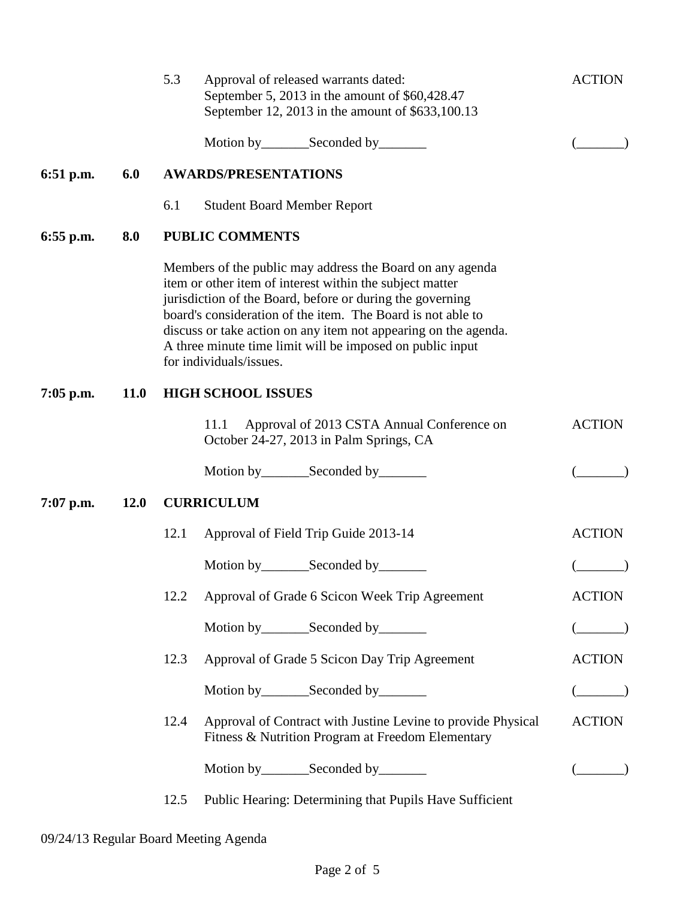5.3 Approval of released warrants dated: ACTION
September 5, 2013 in the amount of $60,428.47
September 12, 2013 in the amount of $633,100.13

Motion by_______Seconded by_______ (_______)

**6:51 p.m. 6.0 AWARDS/PRESENTATIONS**

6.1 Student Board Member Report

**6:55 p.m. 8.0 PUBLIC COMMENTS**

Members of the public may address the Board on any agenda item or other item of interest within the subject matter jurisdiction of the Board, before or during the governing board's consideration of the item. The Board is not able to discuss or take action on any item not appearing on the agenda. A three minute time limit will be imposed on public input for individuals/issues.

**7:05 p.m. 11.0 HIGH SCHOOL ISSUES**

11.1 Approval of 2013 CSTA Annual Conference on October 24-27, 2013 in Palm Springs, CA ACTION

Motion by_______Seconded by_______ (_______)

**7:07 p.m. 12.0 CURRICULUM**

12.1 Approval of Field Trip Guide 2013-14 ACTION

Motion by_______Seconded by_______ (_______)

12.2 Approval of Grade 6 Scicon Week Trip Agreement ACTION

Motion by_______Seconded by_______ (_______)

12.3 Approval of Grade 5 Scicon Day Trip Agreement ACTION

Motion by_______Seconded by_______ (_______)

12.4 Approval of Contract with Justine Levine to provide Physical Fitness & Nutrition Program at Freedom Elementary ACTION

Motion by_______Seconded by_______ (_______)

12.5 Public Hearing: Determining that Pupils Have Sufficient

09/24/13 Regular Board Meeting Agenda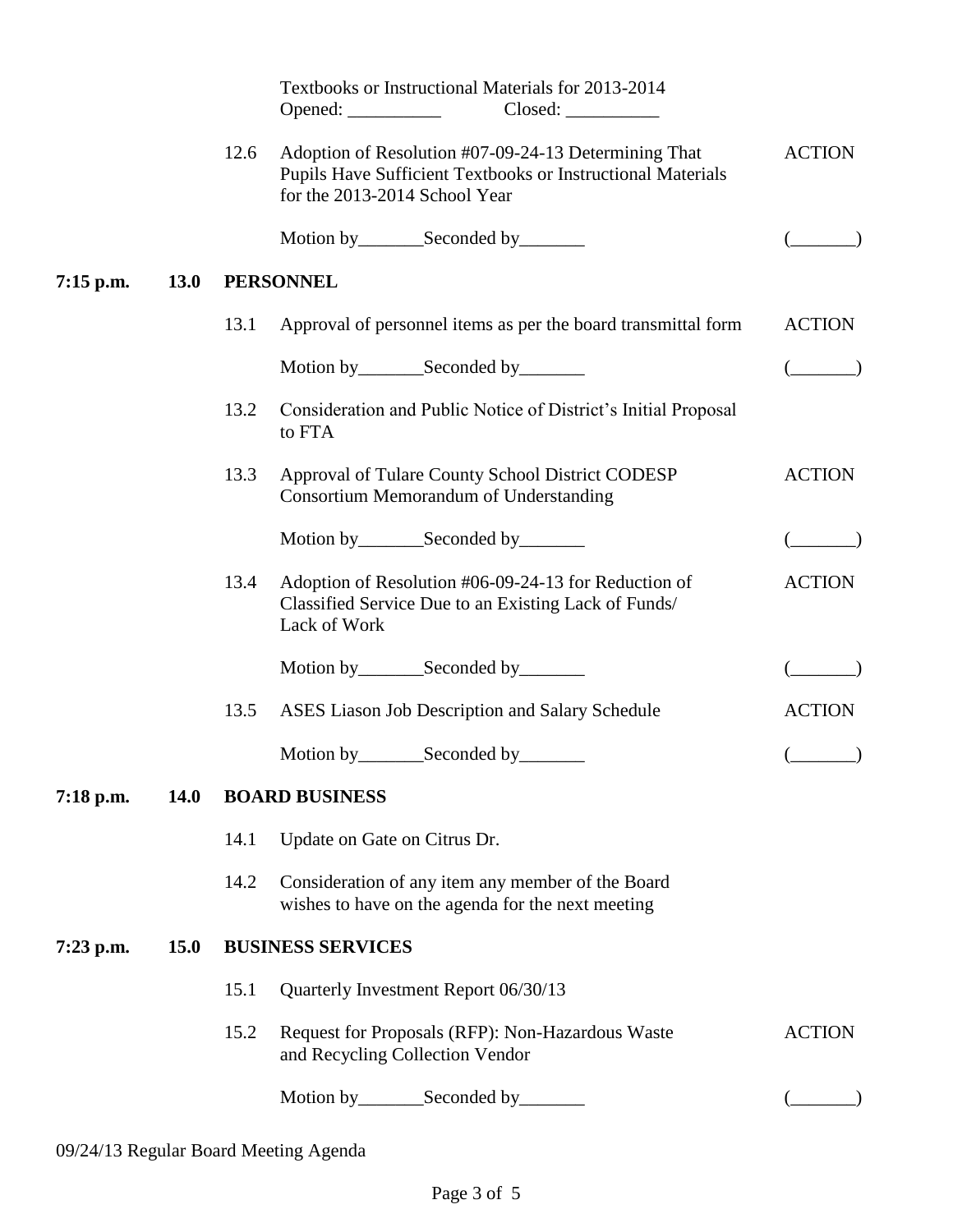Textbooks or Instructional Materials for 2013-2014
Opened: __________ Closed: __________

| | | | | |
|---|---|---|---|---|
| | | 12.6 | Adoption of Resolution #07-09-24-13 Determining That Pupils Have Sufficient Textbooks or Instructional Materials for the 2013-2014 School Year | ACTION |
| | | | Motion by_______Seconded by_______ | (_______) |
| **7:15 p.m.** | **13.0** | **PERSONNEL** | | |
| | | 13.1 | Approval of personnel items as per the board transmittal form | ACTION |
| | | | Motion by_______Seconded by_______ | (_______) |
| | | 13.2 | Consideration and Public Notice of District's Initial Proposal to FTA | |
| | | 13.3 | Approval of Tulare County School District CODESP Consortium Memorandum of Understanding | ACTION |
| | | | Motion by_______Seconded by_______ | (_______) |
| | | 13.4 | Adoption of Resolution #06-09-24-13 for Reduction of Classified Service Due to an Existing Lack of Funds/ Lack of Work | ACTION |
| | | | Motion by_______Seconded by_______ | (_______) |
| | | 13.5 | ASES Liason Job Description and Salary Schedule | ACTION |
| | | | Motion by_______Seconded by_______ | (_______) |
| **7:18 p.m.** | **14.0** | **BOARD BUSINESS** | | |
| | | 14.1 | Update on Gate on Citrus Dr. | |
| | | 14.2 | Consideration of any item any member of the Board wishes to have on the agenda for the next meeting | |
| **7:23 p.m.** | **15.0** | **BUSINESS SERVICES** | | |
| | | 15.1 | Quarterly Investment Report 06/30/13 | |
| | | 15.2 | Request for Proposals (RFP): Non-Hazardous Waste and Recycling Collection Vendor | ACTION |
| | | | Motion by_______Seconded by_______ | (_______) |

09/24/13 Regular Board Meeting Agenda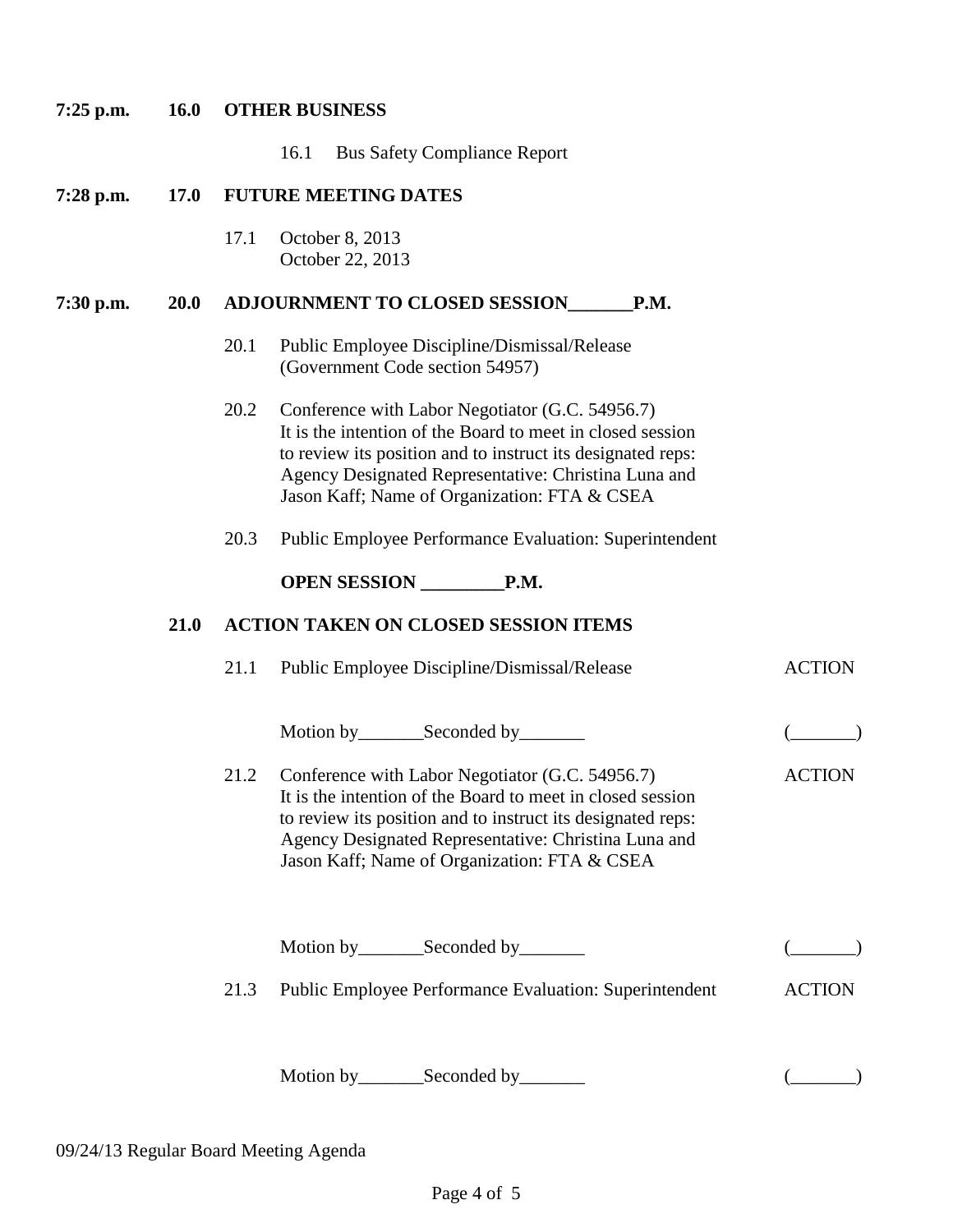**7:25 p.m. 16.0 OTHER BUSINESS**

16.1 Bus Safety Compliance Report

**7:28 p.m. 17.0 FUTURE MEETING DATES**

17.1 October 8, 2013
October 22, 2013

**7:30 p.m. 20.0 ADJOURNMENT TO CLOSED SESSION_______P.M.**

20.1 Public Employee Discipline/Dismissal/Release
(Government Code section 54957)

20.2 Conference with Labor Negotiator (G.C. 54956.7)
It is the intention of the Board to meet in closed session to review its position and to instruct its designated reps: Agency Designated Representative: Christina Luna and Jason Kaff; Name of Organization: FTA & CSEA

20.3 Public Employee Performance Evaluation: Superintendent

**OPEN SESSION _________P.M.**

**21.0 ACTION TAKEN ON CLOSED SESSION ITEMS**

21.1 Public Employee Discipline/Dismissal/Release — ACTION

Motion by_______Seconded by_______ (_______)

21.2 Conference with Labor Negotiator (G.C. 54956.7) — ACTION
It is the intention of the Board to meet in closed session to review its position and to instruct its designated reps: Agency Designated Representative: Christina Luna and Jason Kaff; Name of Organization: FTA & CSEA

Motion by_______Seconded by_______ (_______)

21.3 Public Employee Performance Evaluation: Superintendent — ACTION

Motion by_______Seconded by_______ (_______)

09/24/13 Regular Board Meeting Agenda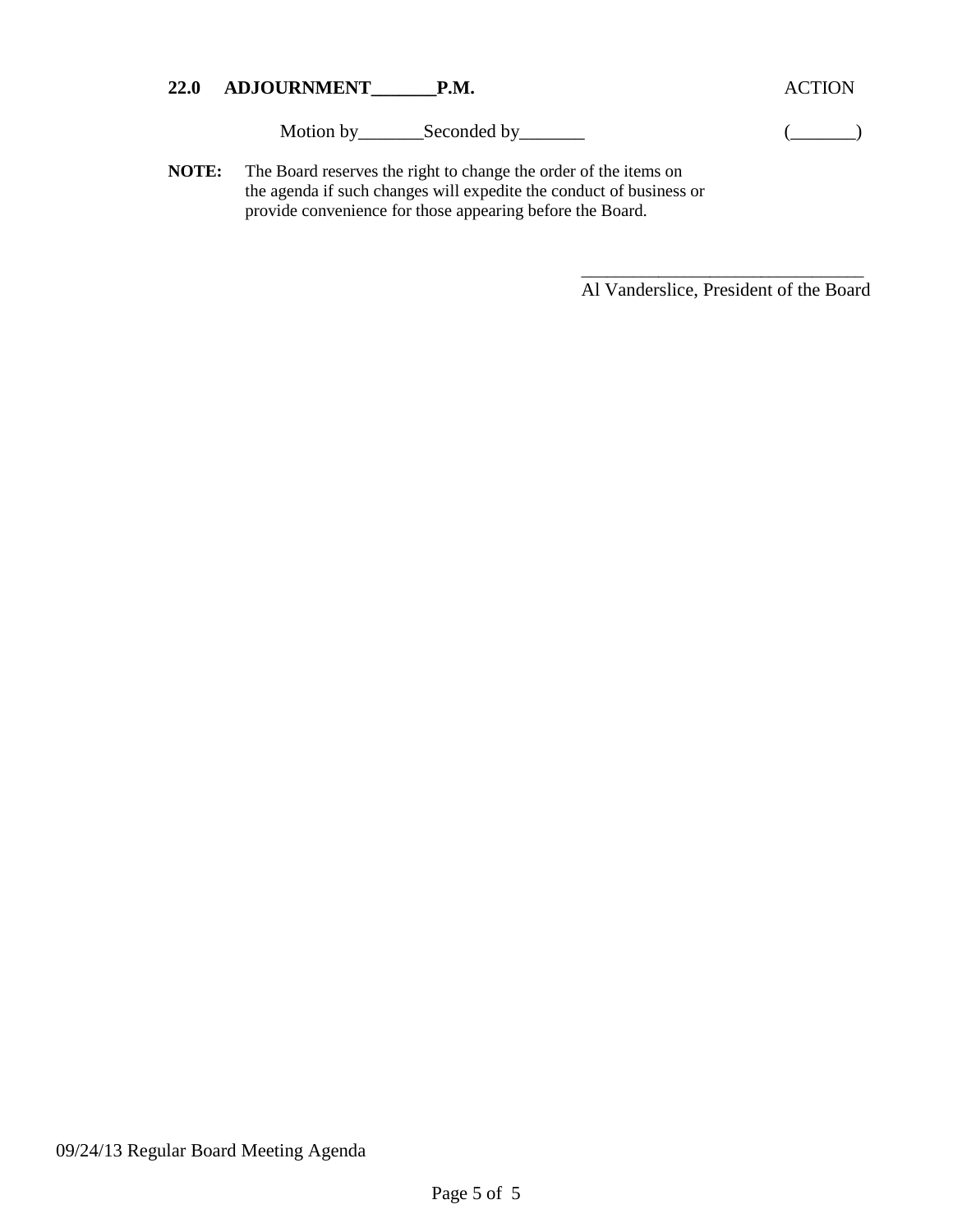**22.0 ADJOURNMENT_______P.M.** ACTION

Motion by_______Seconded by_______ (_______)

**NOTE:** The Board reserves the right to change the order of the items on the agenda if such changes will expedite the conduct of business or provide convenience for those appearing before the Board.

_______________________________

Al Vanderslice, President of the Board

09/24/13 Regular Board Meeting Agenda